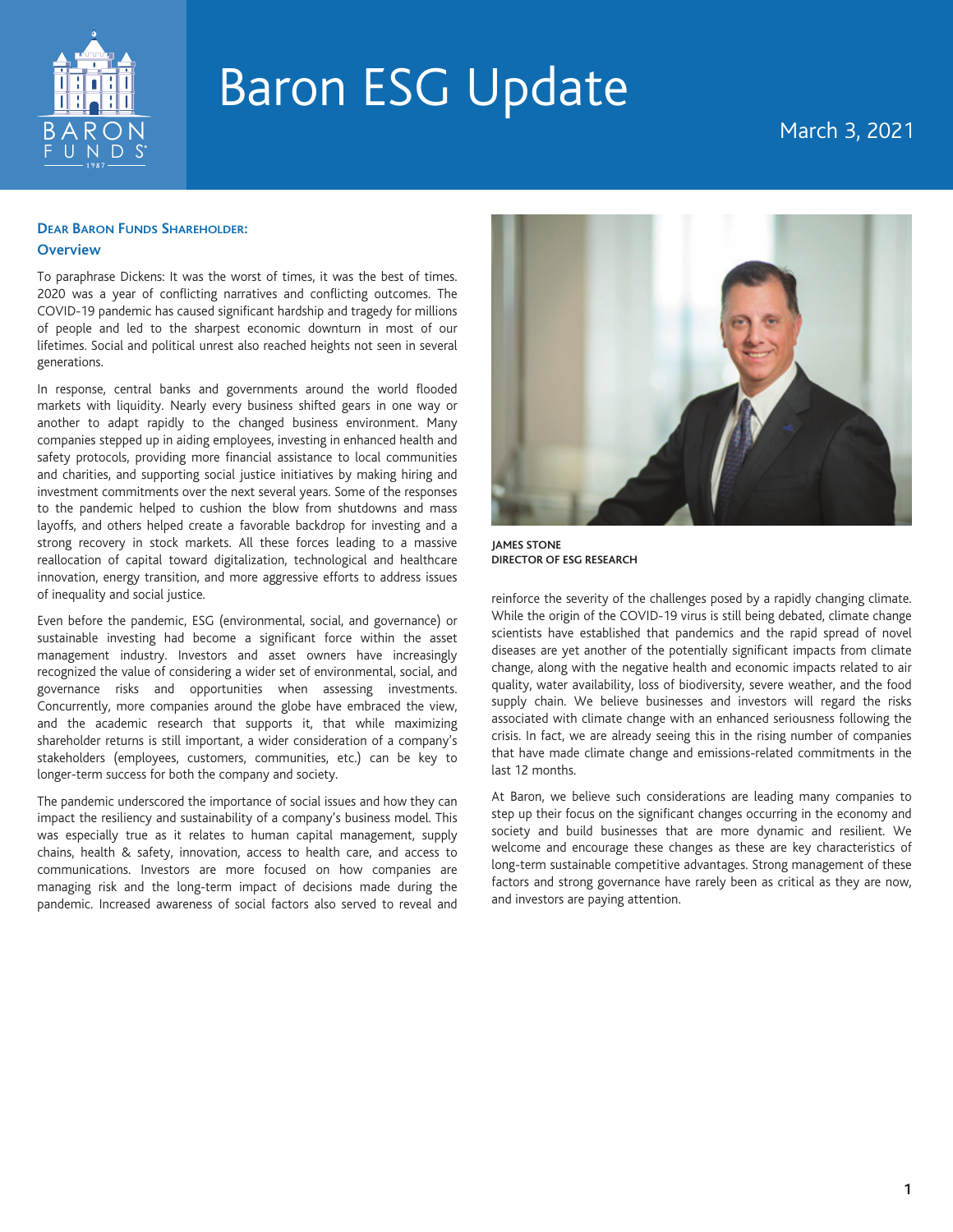# Baron ESG Update

March 3, 2021

**DEAR BARON FUNDS SHAREHOLDER:**

## Overview

To paraphrase Dickens: It was the worst of times, it was the best of times. 2020 was a year of conflicting narratives and conflicting outcomes. The COVID-19 pandemic has caused significant hardship and tragedy for millions of people and led to the sharpest economic downturn in most of our lifetimes. Social and political unrest also reached heights not seen in several generations.

In response, central banks and governments around the world flooded markets with liquidity. Nearly every business shifted gears in one way or another to adapt rapidly to the changed business environment. Many companies stepped up in aiding employees, investing in enhanced health and safety protocols, providing more financial assistance to local communities and charities, and supporting social justice initiatives by making hiring and investment commitments over the next several years. Some of the responses to the pandemic helped to cushion the blow from shutdowns and mass layoffs, and others helped create a favorable backdrop for investing and a strong recovery in stock markets. All these forces leading to a massive reallocation of capital toward digitalization, technological and healthcare innovation, energy transition, and more aggressive efforts to address issues of inequality and social justice.

Even before the pandemic, ESG (environmental, social, and governance) or sustainable investing had become a significant force within the asset management industry. Investors and asset owners have increasingly recognized the value of considering a wider set of environmental, social, and governance risks and opportunities when assessing investments. Concurrently, more companies around the globe have embraced the view, and the academic research that supports it, that while maximizing shareholder returns is still important, a wider consideration of a company's stakeholders (employees, customers, communities, etc.) can be key to longer-term success for both the company and society.

The pandemic underscored the importance of social issues and how they can impact the resiliency and sustainability of a company's business model. This was especially true as it relates to human capital management, supply chains, health & safety, innovation, access to health care, and access to communications. Investors are more focused on how companies are managing risk and the long-term impact of decisions made during the pandemic. Increased awareness of social factors also served to reveal and reinforce the severity of the challenges posed by a rapidly changing climate. While the origin of the COVID-19 virus is still being debated, climate change scientists have established that pandemics and the rapid spread of novel diseases are yet another of the potentially significant impacts from climate change, along with the negative health and economic impacts related to air quality, water availability, loss of biodiversity, severe weather, and the food supply chain. We believe businesses and investors will regard the risks associated with climate change with an enhanced seriousness following the crisis. In fact, we are already seeing this in the rising number of companies that have made climate change and emissions-related commitments in the last 12 months.

**JAMES STONE**
**DIRECTOR OF ESG RESEARCH**

At Baron, we believe such considerations are leading many companies to step up their focus on the significant changes occurring in the economy and society and build businesses that are more dynamic and resilient. We welcome and encourage these changes as these are key characteristics of long-term sustainable competitive advantages. Strong management of these factors and strong governance have rarely been as critical as they are now, and investors are paying attention.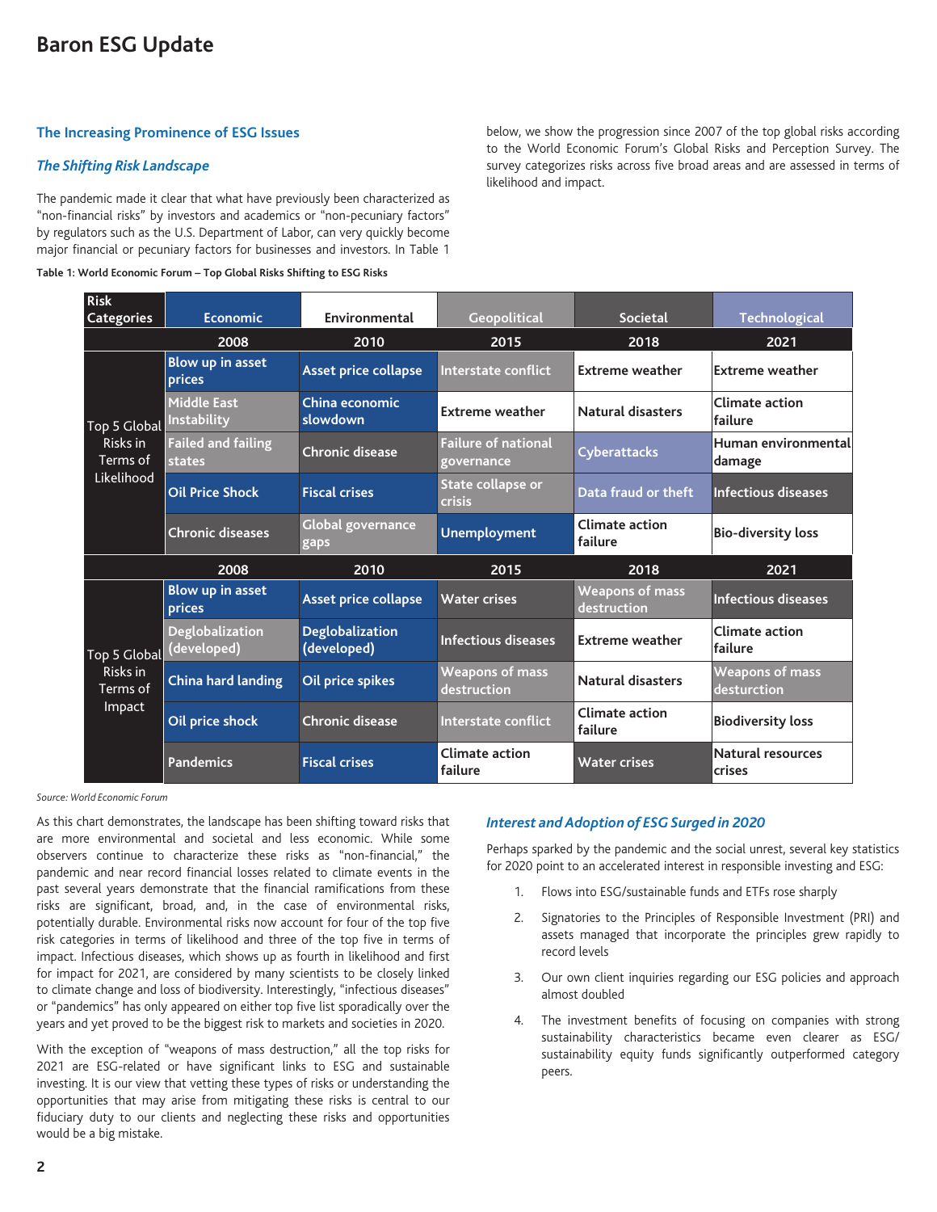## The Increasing Prominence of ESG Issues

### *The Shifting Risk Landscape*

The pandemic made it clear that what have previously been characterized as "non-financial risks" by investors and academics or "non-pecuniary factors" by regulators such as the U.S. Department of Labor, can very quickly become major financial or pecuniary factors for businesses and investors. In Table 1 below, we show the progression since 2007 of the top global risks according to the World Economic Forum's Global Risks and Perception Survey. The survey categorizes risks across five broad areas and are assessed in terms of likelihood and impact.

**Table 1: World Economic Forum – Top Global Risks Shifting to ESG Risks**

| Risk Categories | Economic | Environmental | Geopolitical | Societal | Technological |
|---|---|---|---|---|---|
| | **2008** | **2010** | **2015** | **2018** | **2021** |
| Top 5 Global Risks in Terms of Likelihood | Blow up in asset prices | Asset price collapse | Interstate conflict | Extreme weather | Extreme weather |
| | Middle East Instability | China economic slowdown | Extreme weather | Natural disasters | Climate action failure |
| | Failed and failing states | Chronic disease | Failure of national governance | Cyberattacks | Human environmental damage |
| | Oil Price Shock | Fiscal crises | State collapse or crisis | Data fraud or theft | Infectious diseases |
| | Chronic diseases | Global governance gaps | Unemployment | Climate action failure | Bio-diversity loss |
| | **2008** | **2010** | **2015** | **2018** | **2021** |
| Top 5 Global Risks in Terms of Impact | Blow up in asset prices | Asset price collapse | Water crises | Weapons of mass destruction | Infectious diseases |
| | Deglobalization (developed) | Deglobalization (developed) | Infectious diseases | Extreme weather | Climate action failure |
| | China hard landing | Oil price spikes | Weapons of mass destruction | Natural disasters | Weapons of mass desturction |
| | Oil price shock | Chronic disease | Interstate conflict | Climate action failure | Biodiversity loss |
| | Pandemics | Fiscal crises | Climate action failure | Water crises | Natural resources crises |

*Source: World Economic Forum*

As this chart demonstrates, the landscape has been shifting toward risks that are more environmental and societal and less economic. While some observers continue to characterize these risks as "non-financial," the pandemic and near record financial losses related to climate events in the past several years demonstrate that the financial ramifications from these risks are significant, broad, and, in the case of environmental risks, potentially durable. Environmental risks now account for four of the top five risk categories in terms of likelihood and three of the top five in terms of impact. Infectious diseases, which shows up as fourth in likelihood and first for impact for 2021, are considered by many scientists to be closely linked to climate change and loss of biodiversity. Interestingly, "infectious diseases" or "pandemics" has only appeared on either top five list sporadically over the years and yet proved to be the biggest risk to markets and societies in 2020.

With the exception of "weapons of mass destruction," all the top risks for 2021 are ESG-related or have significant links to ESG and sustainable investing. It is our view that vetting these types of risks or understanding the opportunities that may arise from mitigating these risks is central to our fiduciary duty to our clients and neglecting these risks and opportunities would be a big mistake.

### *Interest and Adoption of ESG Surged in 2020*

Perhaps sparked by the pandemic and the social unrest, several key statistics for 2020 point to an accelerated interest in responsible investing and ESG:

1. Flows into ESG/sustainable funds and ETFs rose sharply
2. Signatories to the Principles of Responsible Investment (PRI) and assets managed that incorporate the principles grew rapidly to record levels
3. Our own client inquiries regarding our ESG policies and approach almost doubled
4. The investment benefits of focusing on companies with strong sustainability characteristics became even clearer as ESG/sustainability equity funds significantly outperformed category peers.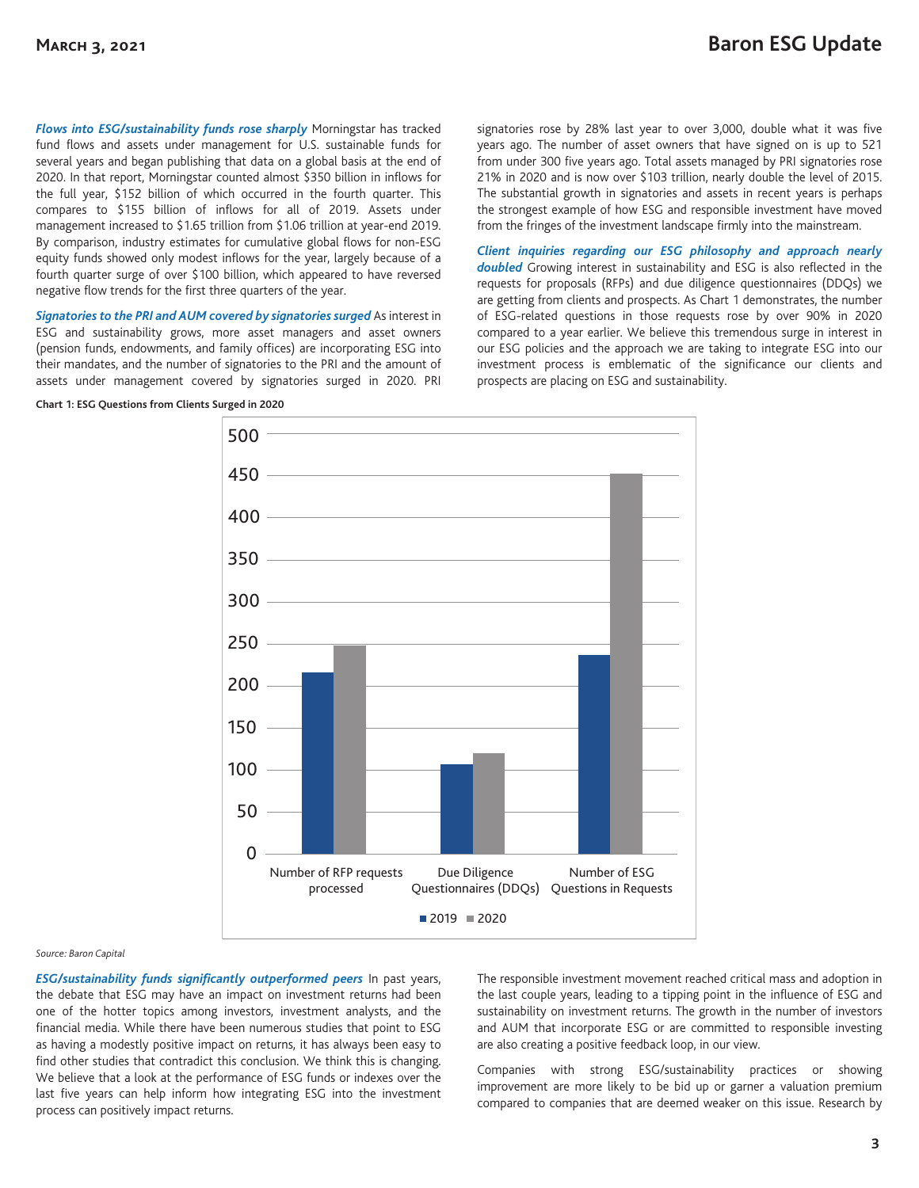***Flows into ESG/sustainability funds rose sharply*** Morningstar has tracked fund flows and assets under management for U.S. sustainable funds for several years and began publishing that data on a global basis at the end of 2020. In that report, Morningstar counted almost $350 billion in inflows for the full year, $152 billion of which occurred in the fourth quarter. This compares to $155 billion of inflows for all of 2019. Assets under management increased to $1.65 trillion from $1.06 trillion at year-end 2019. By comparison, industry estimates for cumulative global flows for non-ESG equity funds showed only modest inflows for the year, largely because of a fourth quarter surge of over $100 billion, which appeared to have reversed negative flow trends for the first three quarters of the year.

***Signatories to the PRI and AUM covered by signatories surged*** As interest in ESG and sustainability grows, more asset managers and asset owners (pension funds, endowments, and family offices) are incorporating ESG into their mandates, and the number of signatories to the PRI and the amount of assets under management covered by signatories surged in 2020. PRI signatories rose by 28% last year to over 3,000, double what it was five years ago. The number of asset owners that have signed on is up to 521 from under 300 five years ago. Total assets managed by PRI signatories rose 21% in 2020 and is now over $103 trillion, nearly double the level of 2015. The substantial growth in signatories and assets in recent years is perhaps the strongest example of how ESG and responsible investment have moved from the fringes of the investment landscape firmly into the mainstream.

***Client inquiries regarding our ESG philosophy and approach nearly doubled*** Growing interest in sustainability and ESG is also reflected in the requests for proposals (RFPs) and due diligence questionnaires (DDQs) we are getting from clients and prospects. As Chart 1 demonstrates, the number of ESG-related questions in those requests rose by over 90% in 2020 compared to a year earlier. We believe this tremendous surge in interest in our ESG policies and the approach we are taking to integrate ESG into our investment process is emblematic of the significance our clients and prospects are placing on ESG and sustainability.

**Chart 1: ESG Questions from Clients Surged in 2020**

| | 2019 | 2020 |
|---|---|---|
| Number of RFP requests processed | ~216 | ~248 |
| Due Diligence Questionnaires (DDQs) | ~107 | ~120 |
| Number of ESG Questions in Requests | ~237 | ~453 |

*Source: Baron Capital*

***ESG/sustainability funds significantly outperformed peers*** In past years, the debate that ESG may have an impact on investment returns had been one of the hotter topics among investors, investment analysts, and the financial media. While there have been numerous studies that point to ESG as having a modestly positive impact on returns, it has always been easy to find other studies that contradict this conclusion. We think this is changing. We believe that a look at the performance of ESG funds or indexes over the last five years can help inform how integrating ESG into the investment process can positively impact returns.

The responsible investment movement reached critical mass and adoption in the last couple years, leading to a tipping point in the influence of ESG and sustainability on investment returns. The growth in the number of investors and AUM that incorporate ESG or are committed to responsible investing are also creating a positive feedback loop, in our view.

Companies with strong ESG/sustainability practices or showing improvement are more likely to be bid up or garner a valuation premium compared to companies that are deemed weaker on this issue. Research by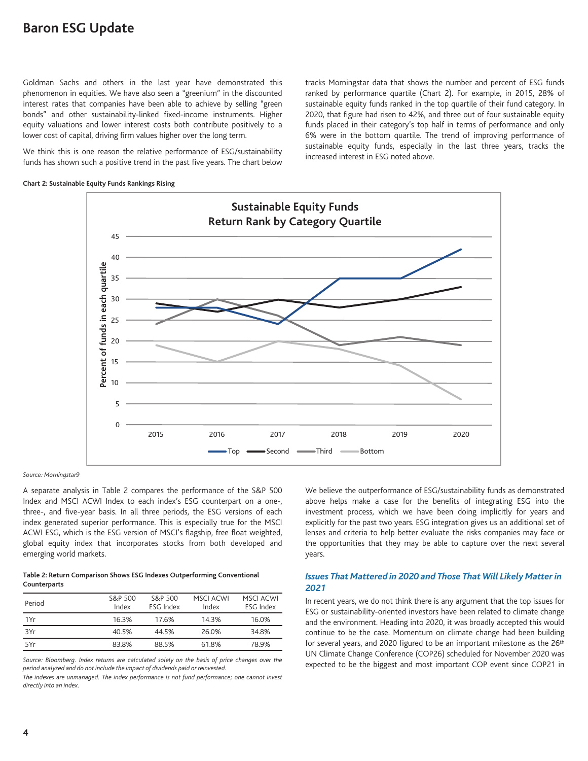Goldman Sachs and others in the last year have demonstrated this phenomenon in equities. We have also seen a "greenium" in the discounted interest rates that companies have been able to achieve by selling "green bonds" and other sustainability-linked fixed-income instruments. Higher equity valuations and lower interest costs both contribute positively to a lower cost of capital, driving firm values higher over the long term.

We think this is one reason the relative performance of ESG/sustainability funds has shown such a positive trend in the past five years. The chart below tracks Morningstar data that shows the number and percent of ESG funds ranked by performance quartile (Chart 2). For example, in 2015, 28% of sustainable equity funds ranked in the top quartile of their fund category. In 2020, that figure had risen to 42%, and three out of four sustainable equity funds placed in their category's top half in terms of performance and only 6% were in the bottom quartile. The trend of improving performance of sustainable equity funds, especially in the last three years, tracks the increased interest in ESG noted above.

**Chart 2: Sustainable Equity Funds Rankings Rising**

*Source: Morningstar9*

A separate analysis in Table 2 compares the performance of the S&P 500 Index and MSCI ACWI Index to each index's ESG counterpart on a one-, three-, and five-year basis. In all three periods, the ESG versions of each index generated superior performance. This is especially true for the MSCI ACWI ESG, which is the ESG version of MSCI's flagship, free float weighted, global equity index that incorporates stocks from both developed and emerging world markets.

**Table 2: Return Comparison Shows ESG Indexes Outperforming Conventional Counterparts**

| Period | S&P 500 Index | S&P 500 ESG Index | MSCI ACWI Index | MSCI ACWI ESG Index |
|---|---|---|---|---|
| 1Yr | 16.3% | 17.6% | 14.3% | 16.0% |
| 3Yr | 40.5% | 44.5% | 26.0% | 34.8% |
| 5Yr | 83.8% | 88.5% | 61.8% | 78.9% |

*Source: Bloomberg. Index returns are calculated solely on the basis of price changes over the period analyzed and do not include the impact of dividends paid or reinvested.*

*The indexes are unmanaged. The index performance is not fund performance; one cannot invest directly into an index.*

We believe the outperformance of ESG/sustainability funds as demonstrated above helps make a case for the benefits of integrating ESG into the investment process, which we have been doing implicitly for years and explicitly for the past two years. ESG integration gives us an additional set of lenses and criteria to help better evaluate the risks companies may face or the opportunities that they may be able to capture over the next several years.

### *Issues That Mattered in 2020 and Those That Will Likely Matter in 2021*

In recent years, we do not think there is any argument that the top issues for ESG or sustainability-oriented investors have been related to climate change and the environment. Heading into 2020, it was broadly accepted this would continue to be the case. Momentum on climate change had been building for several years, and 2020 figured to be an important milestone as the 26th UN Climate Change Conference (COP26) scheduled for November 2020 was expected to be the biggest and most important COP event since COP21 in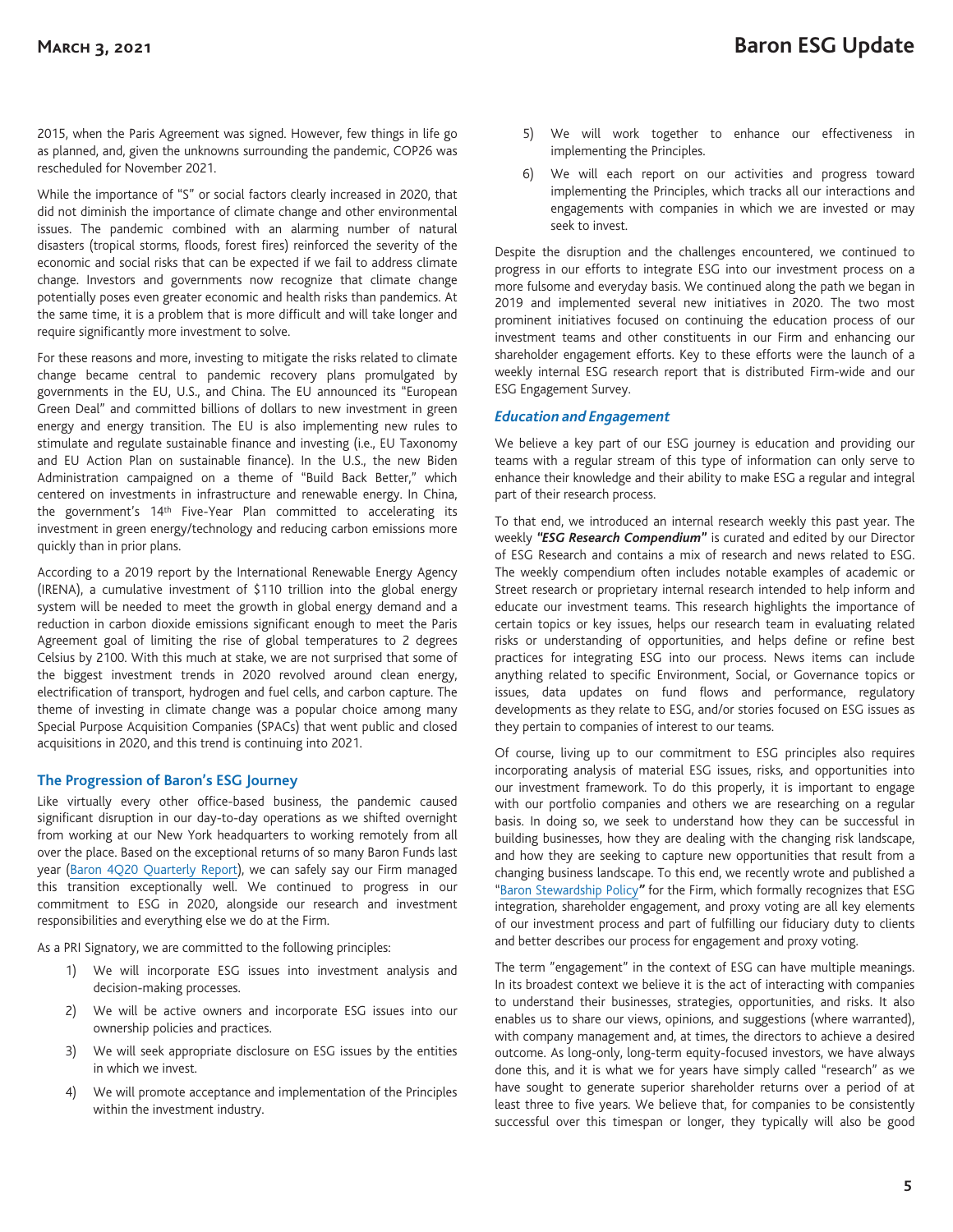2015, when the Paris Agreement was signed. However, few things in life go as planned, and, given the unknowns surrounding the pandemic, COP26 was rescheduled for November 2021.

While the importance of "S" or social factors clearly increased in 2020, that did not diminish the importance of climate change and other environmental issues. The pandemic combined with an alarming number of natural disasters (tropical storms, floods, forest fires) reinforced the severity of the economic and social risks that can be expected if we fail to address climate change. Investors and governments now recognize that climate change potentially poses even greater economic and health risks than pandemics. At the same time, it is a problem that is more difficult and will take longer and require significantly more investment to solve.

For these reasons and more, investing to mitigate the risks related to climate change became central to pandemic recovery plans promulgated by governments in the EU, U.S., and China. The EU announced its "European Green Deal" and committed billions of dollars to new investment in green energy and energy transition. The EU is also implementing new rules to stimulate and regulate sustainable finance and investing (i.e., EU Taxonomy and EU Action Plan on sustainable finance). In the U.S., the new Biden Administration campaigned on a theme of "Build Back Better," which centered on investments in infrastructure and renewable energy. In China, the government's 14th Five-Year Plan committed to accelerating its investment in green energy/technology and reducing carbon emissions more quickly than in prior plans.

According to a 2019 report by the International Renewable Energy Agency (IRENA), a cumulative investment of $110 trillion into the global energy system will be needed to meet the growth in global energy demand and a reduction in carbon dioxide emissions significant enough to meet the Paris Agreement goal of limiting the rise of global temperatures to 2 degrees Celsius by 2100. With this much at stake, we are not surprised that some of the biggest investment trends in 2020 revolved around clean energy, electrification of transport, hydrogen and fuel cells, and carbon capture. The theme of investing in climate change was a popular choice among many Special Purpose Acquisition Companies (SPACs) that went public and closed acquisitions in 2020, and this trend is continuing into 2021.

## The Progression of Baron's ESG Journey

Like virtually every other office-based business, the pandemic caused significant disruption in our day-to-day operations as we shifted overnight from working at our New York headquarters to working remotely from all over the place. Based on the exceptional returns of so many Baron Funds last year (Baron 4Q20 Quarterly Report), we can safely say our Firm managed this transition exceptionally well. We continued to progress in our commitment to ESG in 2020, alongside our research and investment responsibilities and everything else we do at the Firm.

As a PRI Signatory, we are committed to the following principles:

1) We will incorporate ESG issues into investment analysis and decision-making processes.
2) We will be active owners and incorporate ESG issues into our ownership policies and practices.
3) We will seek appropriate disclosure on ESG issues by the entities in which we invest.
4) We will promote acceptance and implementation of the Principles within the investment industry.
5) We will work together to enhance our effectiveness in implementing the Principles.
6) We will each report on our activities and progress toward implementing the Principles, which tracks all our interactions and engagements with companies in which we are invested or may seek to invest.

Despite the disruption and the challenges encountered, we continued to progress in our efforts to integrate ESG into our investment process on a more fulsome and everyday basis. We continued along the path we began in 2019 and implemented several new initiatives in 2020. The two most prominent initiatives focused on continuing the education process of our investment teams and other constituents in our Firm and enhancing our shareholder engagement efforts. Key to these efforts were the launch of a weekly internal ESG research report that is distributed Firm-wide and our ESG Engagement Survey.

### *Education and Engagement*

We believe a key part of our ESG journey is education and providing our teams with a regular stream of this type of information can only serve to enhance their knowledge and their ability to make ESG a regular and integral part of their research process.

To that end, we introduced an internal research weekly this past year. The weekly ***"ESG Research Compendium"*** is curated and edited by our Director of ESG Research and contains a mix of research and news related to ESG. The weekly compendium often includes notable examples of academic or Street research or proprietary internal research intended to help inform and educate our investment teams. This research highlights the importance of certain topics or key issues, helps our research team in evaluating related risks or understanding of opportunities, and helps define or refine best practices for integrating ESG into our process. News items can include anything related to specific Environment, Social, or Governance topics or issues, data updates on fund flows and performance, regulatory developments as they relate to ESG, and/or stories focused on ESG issues as they pertain to companies of interest to our teams.

Of course, living up to our commitment to ESG principles also requires incorporating analysis of material ESG issues, risks, and opportunities into our investment framework. To do this properly, it is important to engage with our portfolio companies and others we are researching on a regular basis. In doing so, we seek to understand how they can be successful in building businesses, how they are dealing with the changing risk landscape, and how they are seeking to capture new opportunities that result from a changing business landscape. To this end, we recently wrote and published a "Baron Stewardship Policy*"* for the Firm, which formally recognizes that ESG integration, shareholder engagement, and proxy voting are all key elements of our investment process and part of fulfilling our fiduciary duty to clients and better describes our process for engagement and proxy voting.

The term "engagement" in the context of ESG can have multiple meanings. In its broadest context we believe it is the act of interacting with companies to understand their businesses, strategies, opportunities, and risks. It also enables us to share our views, opinions, and suggestions (where warranted), with company management and, at times, the directors to achieve a desired outcome. As long-only, long-term equity-focused investors, we have always done this, and it is what we for years have simply called "research" as we have sought to generate superior shareholder returns over a period of at least three to five years. We believe that, for companies to be consistently successful over this timespan or longer, they typically will also be good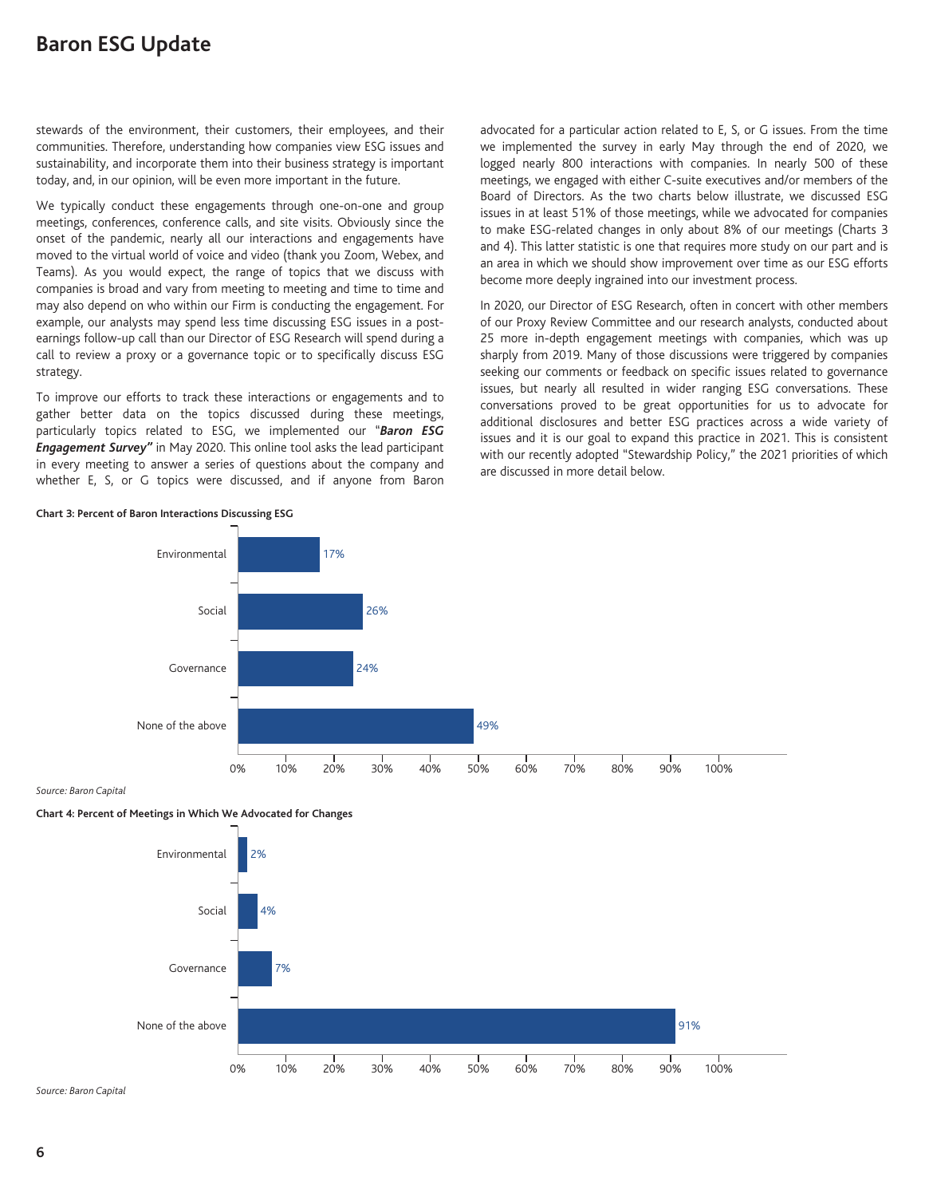stewards of the environment, their customers, their employees, and their communities. Therefore, understanding how companies view ESG issues and sustainability, and incorporate them into their business strategy is important today, and, in our opinion, will be even more important in the future.

We typically conduct these engagements through one-on-one and group meetings, conferences, conference calls, and site visits. Obviously since the onset of the pandemic, nearly all our interactions and engagements have moved to the virtual world of voice and video (thank you Zoom, Webex, and Teams). As you would expect, the range of topics that we discuss with companies is broad and vary from meeting to meeting and time to time and may also depend on who within our Firm is conducting the engagement. For example, our analysts may spend less time discussing ESG issues in a post-earnings follow-up call than our Director of ESG Research will spend during a call to review a proxy or a governance topic or to specifically discuss ESG strategy.

To improve our efforts to track these interactions or engagements and to gather better data on the topics discussed during these meetings, particularly topics related to ESG, we implemented our "***Baron ESG Engagement Survey"*** in May 2020. This online tool asks the lead participant in every meeting to answer a series of questions about the company and whether E, S, or G topics were discussed, and if anyone from Baron advocated for a particular action related to E, S, or G issues. From the time we implemented the survey in early May through the end of 2020, we logged nearly 800 interactions with companies. In nearly 500 of these meetings, we engaged with either C-suite executives and/or members of the Board of Directors. As the two charts below illustrate, we discussed ESG issues in at least 51% of those meetings, while we advocated for companies to make ESG-related changes in only about 8% of our meetings (Charts 3 and 4). This latter statistic is one that requires more study on our part and is an area in which we should show improvement over time as our ESG efforts become more deeply ingrained into our investment process.

In 2020, our Director of ESG Research, often in concert with other members of our Proxy Review Committee and our research analysts, conducted about 25 more in-depth engagement meetings with companies, which was up sharply from 2019. Many of those discussions were triggered by companies seeking our comments or feedback on specific issues related to governance issues, but nearly all resulted in wider ranging ESG conversations. These conversations proved to be great opportunities for us to advocate for additional disclosures and better ESG practices across a wide variety of issues and it is our goal to expand this practice in 2021. This is consistent with our recently adopted "Stewardship Policy," the 2021 priorities of which are discussed in more detail below.

**Chart 3: Percent of Baron Interactions Discussing ESG**

| Category | Percent |
| --- | --- |
| Environmental | 17% |
| Social | 26% |
| Governance | 24% |
| None of the above | 49% |

*Source: Baron Capital*

**Chart 4: Percent of Meetings in Which We Advocated for Changes**

| Category | Percent |
| --- | --- |
| Environmental | 2% |
| Social | 4% |
| Governance | 7% |
| None of the above | 91% |

*Source: Baron Capital*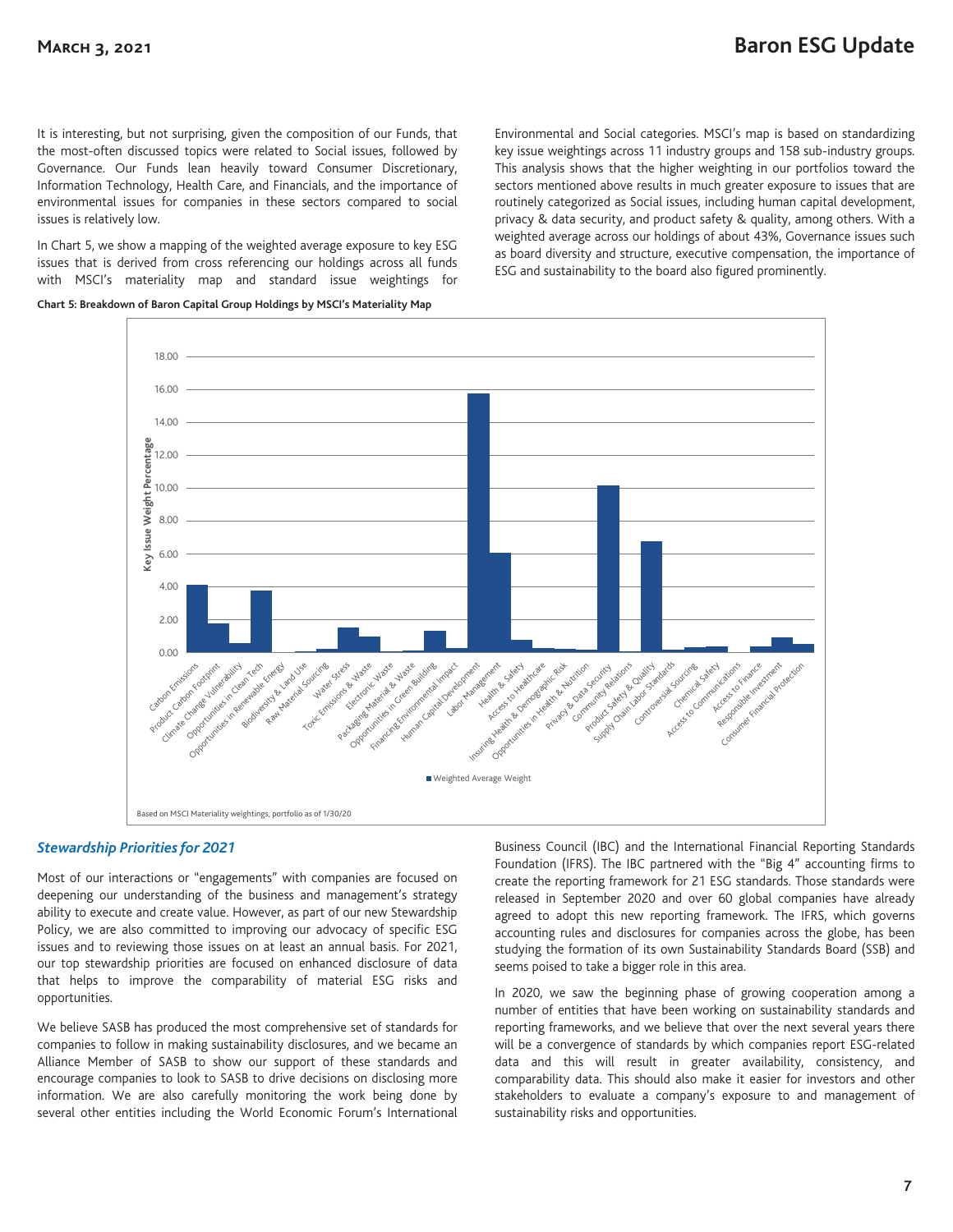It is interesting, but not surprising, given the composition of our Funds, that the most-often discussed topics were related to Social issues, followed by Governance. Our Funds lean heavily toward Consumer Discretionary, Information Technology, Health Care, and Financials, and the importance of environmental issues for companies in these sectors compared to social issues is relatively low.

In Chart 5, we show a mapping of the weighted average exposure to key ESG issues that is derived from cross referencing our holdings across all funds with MSCI's materiality map and standard issue weightings for Environmental and Social categories. MSCI's map is based on standardizing key issue weightings across 11 industry groups and 158 sub-industry groups. This analysis shows that the higher weighting in our portfolios toward the sectors mentioned above results in much greater exposure to issues that are routinely categorized as Social issues, including human capital development, privacy & data security, and product safety & quality, among others. With a weighted average across our holdings of about 43%, Governance issues such as board diversity and structure, executive compensation, the importance of ESG and sustainability to the board also figured prominently.

**Chart 5: Breakdown of Baron Capital Group Holdings by MSCI's Materiality Map**

Based on MSCI Materiality weightings, portfolio as of 1/30/20

### *Stewardship Priorities for 2021*

Most of our interactions or "engagements" with companies are focused on deepening our understanding of the business and management's strategy ability to execute and create value. However, as part of our new Stewardship Policy, we are also committed to improving our advocacy of specific ESG issues and to reviewing those issues on at least an annual basis. For 2021, our top stewardship priorities are focused on enhanced disclosure of data that helps to improve the comparability of material ESG risks and opportunities.

We believe SASB has produced the most comprehensive set of standards for companies to follow in making sustainability disclosures, and we became an Alliance Member of SASB to show our support of these standards and encourage companies to look to SASB to drive decisions on disclosing more information. We are also carefully monitoring the work being done by several other entities including the World Economic Forum's International Business Council (IBC) and the International Financial Reporting Standards Foundation (IFRS). The IBC partnered with the "Big 4" accounting firms to create the reporting framework for 21 ESG standards. Those standards were released in September 2020 and over 60 global companies have already agreed to adopt this new reporting framework. The IFRS, which governs accounting rules and disclosures for companies across the globe, has been studying the formation of its own Sustainability Standards Board (SSB) and seems poised to take a bigger role in this area.

In 2020, we saw the beginning phase of growing cooperation among a number of entities that have been working on sustainability standards and reporting frameworks, and we believe that over the next several years there will be a convergence of standards by which companies report ESG-related data and this will result in greater availability, consistency, and comparability data. This should also make it easier for investors and other stakeholders to evaluate a company's exposure to and management of sustainability risks and opportunities.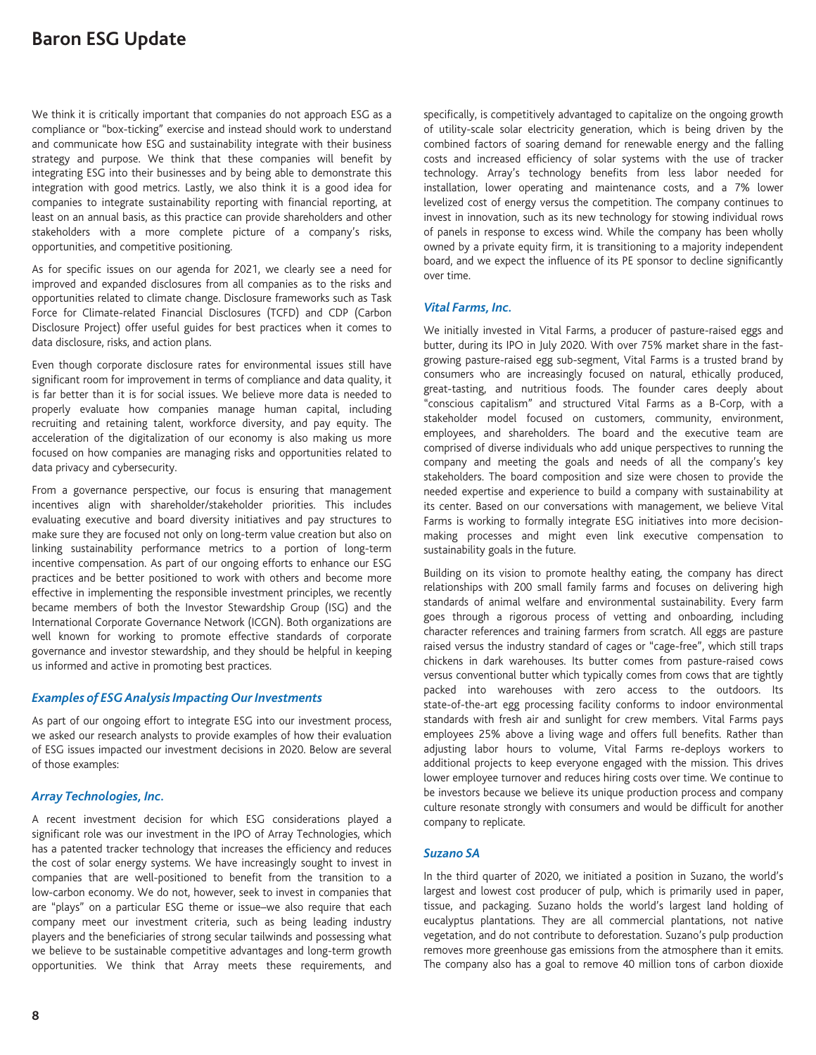# Baron ESG Update

We think it is critically important that companies do not approach ESG as a compliance or "box-ticking" exercise and instead should work to understand and communicate how ESG and sustainability integrate with their business strategy and purpose. We think that these companies will benefit by integrating ESG into their businesses and by being able to demonstrate this integration with good metrics. Lastly, we also think it is a good idea for companies to integrate sustainability reporting with financial reporting, at least on an annual basis, as this practice can provide shareholders and other stakeholders with a more complete picture of a company's risks, opportunities, and competitive positioning.

As for specific issues on our agenda for 2021, we clearly see a need for improved and expanded disclosures from all companies as to the risks and opportunities related to climate change. Disclosure frameworks such as Task Force for Climate-related Financial Disclosures (TCFD) and CDP (Carbon Disclosure Project) offer useful guides for best practices when it comes to data disclosure, risks, and action plans.

Even though corporate disclosure rates for environmental issues still have significant room for improvement in terms of compliance and data quality, it is far better than it is for social issues. We believe more data is needed to properly evaluate how companies manage human capital, including recruiting and retaining talent, workforce diversity, and pay equity. The acceleration of the digitalization of our economy is also making us more focused on how companies are managing risks and opportunities related to data privacy and cybersecurity.

From a governance perspective, our focus is ensuring that management incentives align with shareholder/stakeholder priorities. This includes evaluating executive and board diversity initiatives and pay structures to make sure they are focused not only on long-term value creation but also on linking sustainability performance metrics to a portion of long-term incentive compensation. As part of our ongoing efforts to enhance our ESG practices and be better positioned to work with others and become more effective in implementing the responsible investment principles, we recently became members of both the Investor Stewardship Group (ISG) and the International Corporate Governance Network (ICGN). Both organizations are well known for working to promote effective standards of corporate governance and investor stewardship, and they should be helpful in keeping us informed and active in promoting best practices.

### *Examples of ESG Analysis Impacting Our Investments*

As part of our ongoing effort to integrate ESG into our investment process, we asked our research analysts to provide examples of how their evaluation of ESG issues impacted our investment decisions in 2020. Below are several of those examples:

### *Array Technologies, Inc.*

A recent investment decision for which ESG considerations played a significant role was our investment in the IPO of Array Technologies, which has a patented tracker technology that increases the efficiency and reduces the cost of solar energy systems. We have increasingly sought to invest in companies that are well-positioned to benefit from the transition to a low-carbon economy. We do not, however, seek to invest in companies that are "plays" on a particular ESG theme or issue–we also require that each company meet our investment criteria, such as being leading industry players and the beneficiaries of strong secular tailwinds and possessing what we believe to be sustainable competitive advantages and long-term growth opportunities. We think that Array meets these requirements, and specifically, is competitively advantaged to capitalize on the ongoing growth of utility-scale solar electricity generation, which is being driven by the combined factors of soaring demand for renewable energy and the falling costs and increased efficiency of solar systems with the use of tracker technology. Array's technology benefits from less labor needed for installation, lower operating and maintenance costs, and a 7% lower levelized cost of energy versus the competition. The company continues to invest in innovation, such as its new technology for stowing individual rows of panels in response to excess wind. While the company has been wholly owned by a private equity firm, it is transitioning to a majority independent board, and we expect the influence of its PE sponsor to decline significantly over time.

### *Vital Farms, Inc.*

We initially invested in Vital Farms, a producer of pasture-raised eggs and butter, during its IPO in July 2020. With over 75% market share in the fast-growing pasture-raised egg sub-segment, Vital Farms is a trusted brand by consumers who are increasingly focused on natural, ethically produced, great-tasting, and nutritious foods. The founder cares deeply about "conscious capitalism" and structured Vital Farms as a B-Corp, with a stakeholder model focused on customers, community, environment, employees, and shareholders. The board and the executive team are comprised of diverse individuals who add unique perspectives to running the company and meeting the goals and needs of all the company's key stakeholders. The board composition and size were chosen to provide the needed expertise and experience to build a company with sustainability at its center. Based on our conversations with management, we believe Vital Farms is working to formally integrate ESG initiatives into more decision-making processes and might even link executive compensation to sustainability goals in the future.

Building on its vision to promote healthy eating, the company has direct relationships with 200 small family farms and focuses on delivering high standards of animal welfare and environmental sustainability. Every farm goes through a rigorous process of vetting and onboarding, including character references and training farmers from scratch. All eggs are pasture raised versus the industry standard of cages or "cage-free", which still traps chickens in dark warehouses. Its butter comes from pasture-raised cows versus conventional butter which typically comes from cows that are tightly packed into warehouses with zero access to the outdoors. Its state-of-the-art egg processing facility conforms to indoor environmental standards with fresh air and sunlight for crew members. Vital Farms pays employees 25% above a living wage and offers full benefits. Rather than adjusting labor hours to volume, Vital Farms re-deploys workers to additional projects to keep everyone engaged with the mission. This drives lower employee turnover and reduces hiring costs over time. We continue to be investors because we believe its unique production process and company culture resonate strongly with consumers and would be difficult for another company to replicate.

### *Suzano SA*

In the third quarter of 2020, we initiated a position in Suzano, the world's largest and lowest cost producer of pulp, which is primarily used in paper, tissue, and packaging. Suzano holds the world's largest land holding of eucalyptus plantations. They are all commercial plantations, not native vegetation, and do not contribute to deforestation. Suzano's pulp production removes more greenhouse gas emissions from the atmosphere than it emits. The company also has a goal to remove 40 million tons of carbon dioxide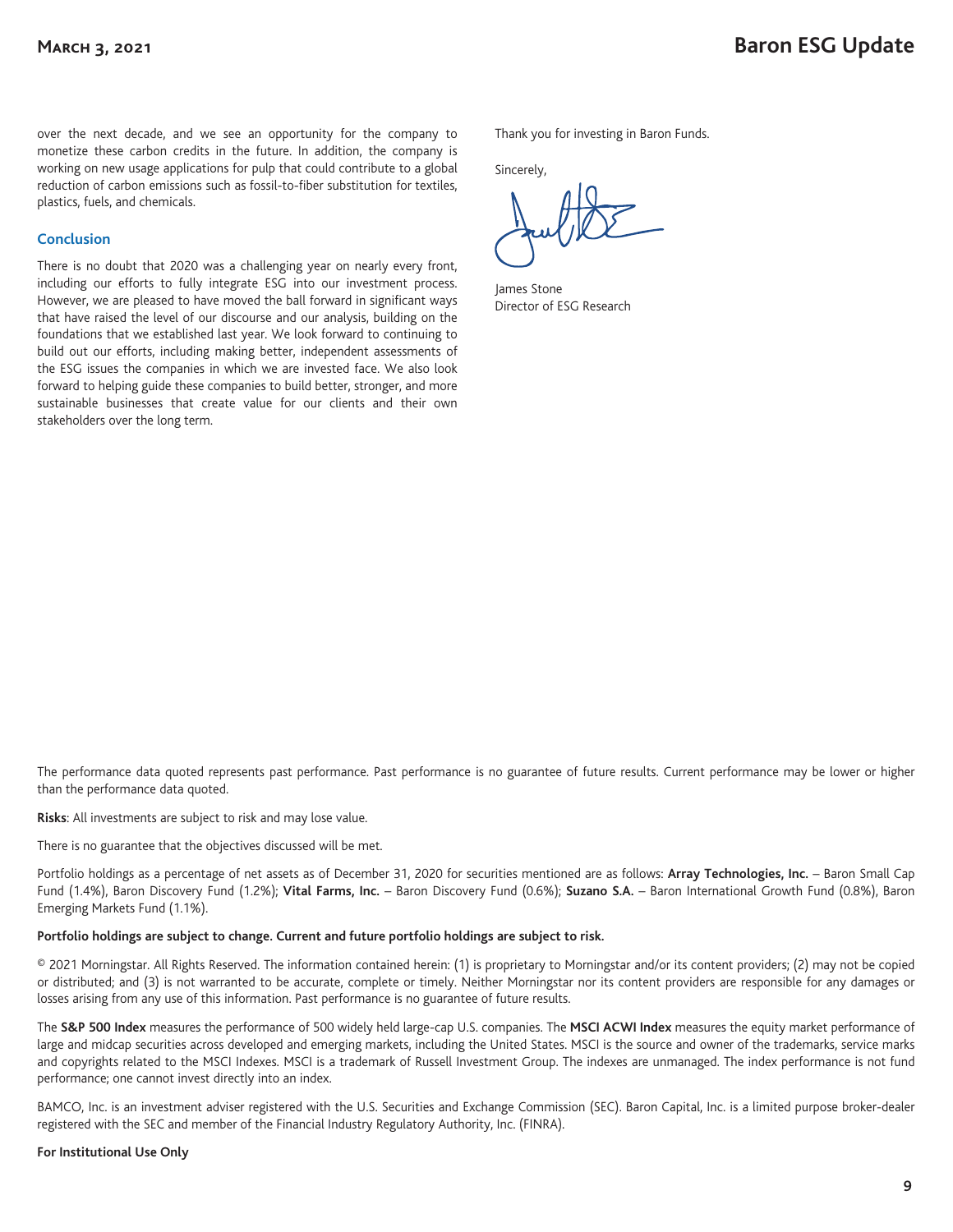over the next decade, and we see an opportunity for the company to monetize these carbon credits in the future. In addition, the company is working on new usage applications for pulp that could contribute to a global reduction of carbon emissions such as fossil-to-fiber substitution for textiles, plastics, fuels, and chemicals.

## Conclusion

There is no doubt that 2020 was a challenging year on nearly every front, including our efforts to fully integrate ESG into our investment process. However, we are pleased to have moved the ball forward in significant ways that have raised the level of our discourse and our analysis, building on the foundations that we established last year. We look forward to continuing to build out our efforts, including making better, independent assessments of the ESG issues the companies in which we are invested face. We also look forward to helping guide these companies to build better, stronger, and more sustainable businesses that create value for our clients and their own stakeholders over the long term.

Thank you for investing in Baron Funds.

Sincerely,

James Stone
Director of ESG Research

The performance data quoted represents past performance. Past performance is no guarantee of future results. Current performance may be lower or higher than the performance data quoted.

**Risks**: All investments are subject to risk and may lose value.

There is no guarantee that the objectives discussed will be met.

Portfolio holdings as a percentage of net assets as of December 31, 2020 for securities mentioned are as follows: **Array Technologies, Inc.** – Baron Small Cap Fund (1.4%), Baron Discovery Fund (1.2%); **Vital Farms, Inc.** – Baron Discovery Fund (0.6%); **Suzano S.A.** – Baron International Growth Fund (0.8%), Baron Emerging Markets Fund (1.1%).

**Portfolio holdings are subject to change. Current and future portfolio holdings are subject to risk.**

© 2021 Morningstar. All Rights Reserved. The information contained herein: (1) is proprietary to Morningstar and/or its content providers; (2) may not be copied or distributed; and (3) is not warranted to be accurate, complete or timely. Neither Morningstar nor its content providers are responsible for any damages or losses arising from any use of this information. Past performance is no guarantee of future results.

The **S&P 500 Index** measures the performance of 500 widely held large-cap U.S. companies. The **MSCI ACWI Index** measures the equity market performance of large and midcap securities across developed and emerging markets, including the United States. MSCI is the source and owner of the trademarks, service marks and copyrights related to the MSCI Indexes. MSCI is a trademark of Russell Investment Group. The indexes are unmanaged. The index performance is not fund performance; one cannot invest directly into an index.

BAMCO, Inc. is an investment adviser registered with the U.S. Securities and Exchange Commission (SEC). Baron Capital, Inc. is a limited purpose broker-dealer registered with the SEC and member of the Financial Industry Regulatory Authority, Inc. (FINRA).

**For Institutional Use Only**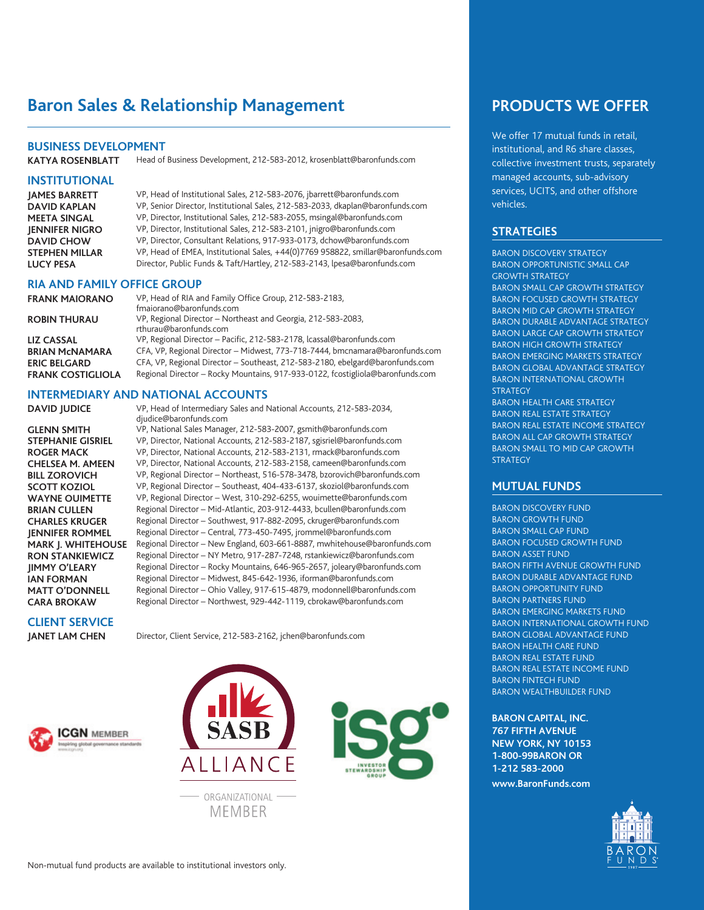# Baron Sales & Relationship Management

## BUSINESS DEVELOPMENT

**KATYA ROSENBLATT** Head of Business Development, 212-583-2012, krosenblatt@baronfunds.com

## INSTITUTIONAL

**JAMES BARRETT** VP, Head of Institutional Sales, 212-583-2076, jbarrett@baronfunds.com
**DAVID KAPLAN** VP, Senior Director, Institutional Sales, 212-583-2033, dkaplan@baronfunds.com
**MEETA SINGAL** VP, Director, Institutional Sales, 212-583-2055, msingal@baronfunds.com
**JENNIFER NIGRO** VP, Director, Institutional Sales, 212-583-2101, jnigro@baronfunds.com
**DAVID CHOW** VP, Director, Consultant Relations, 917-933-0173, dchow@baronfunds.com
**STEPHEN MILLAR** VP, Head of EMEA, Institutional Sales, +44(0)7769 958822, smillar@baronfunds.com
**LUCY PESA** Director, Public Funds & Taft/Hartley, 212-583-2143, lpesa@baronfunds.com

## RIA AND FAMILY OFFICE GROUP

**FRANK MAIORANO** VP, Head of RIA and Family Office Group, 212-583-2183, fmaiorano@baronfunds.com
**ROBIN THURAU** VP, Regional Director – Northeast and Georgia, 212-583-2083, rthurau@baronfunds.com
**LIZ CASSAL** VP, Regional Director – Pacific, 212-583-2178, lcassal@baronfunds.com
**BRIAN McNAMARA** CFA, VP, Regional Director – Midwest, 773-718-7444, bmcnamara@baronfunds.com
**ERIC BELGARD** CFA, VP, Regional Director – Southeast, 212-583-2180, ebelgard@baronfunds.com
**FRANK COSTIGLIOLA** Regional Director – Rocky Mountains, 917-933-0122, fcostigliola@baronfunds.com

## INTERMEDIARY AND NATIONAL ACCOUNTS

**DAVID JUDICE** VP, Head of Intermediary Sales and National Accounts, 212-583-2034, djudice@baronfunds.com
**GLENN SMITH** VP, National Sales Manager, 212-583-2007, gsmith@baronfunds.com
**STEPHANIE GISRIEL** VP, Director, National Accounts, 212-583-2187, sgisriel@baronfunds.com
**ROGER MACK** VP, Director, National Accounts, 212-583-2131, rmack@baronfunds.com
**CHELSEA M. AMEEN** VP, Director, National Accounts, 212-583-2158, cameen@baronfunds.com
**BILL ZOROVICH** VP, Regional Director – Northeast, 516-578-3478, bzorovich@baronfunds.com
**SCOTT KOZIOL** VP, Regional Director – Southeast, 404-433-6137, skoziol@baronfunds.com
**WAYNE OUIMETTE** VP, Regional Director – West, 310-292-6255, wouimette@baronfunds.com
**BRIAN CULLEN** Regional Director – Mid-Atlantic, 203-912-4433, bcullen@baronfunds.com
**CHARLES KRUGER** Regional Director – Southwest, 917-882-2095, ckruger@baronfunds.com
**JENNIFER ROMMEL** Regional Director – Central, 773-450-7495, jrommel@baronfunds.com
**MARK J. WHITEHOUSE** Regional Director – New England, 603-661-8887, mwhitehouse@baronfunds.com
**RON STANKIEWICZ** Regional Director – NY Metro, 917-287-7248, rstankiewicz@baronfunds.com
**JIMMY O'LEARY** Regional Director – Rocky Mountains, 646-965-2657, joleary@baronfunds.com
**IAN FORMAN** Regional Director – Midwest, 845-642-1936, iforman@baronfunds.com
**MATT O'DONNELL** Regional Director – Ohio Valley, 917-615-4879, modonnell@baronfunds.com
**CARA BROKAW** Regional Director – Northwest, 929-442-1119, cbrokaw@baronfunds.com

## CLIENT SERVICE

**JANET LAM CHEN** Director, Client Service, 212-583-2162, jchen@baronfunds.com

ICGN MEMBER

SASB ALLIANCE ORGANIZATIONAL MEMBER

isg INVESTOR STEWARDSHIP GROUP

Non-mutual fund products are available to institutional investors only.

# PRODUCTS WE OFFER

We offer 17 mutual funds in retail, institutional, and R6 share classes, collective investment trusts, separately managed accounts, sub-advisory services, UCITS, and other offshore vehicles.

## STRATEGIES

- BARON DISCOVERY STRATEGY
- BARON OPPORTUNISTIC SMALL CAP GROWTH STRATEGY
- BARON SMALL CAP GROWTH STRATEGY
- BARON FOCUSED GROWTH STRATEGY
- BARON MID CAP GROWTH STRATEGY
- BARON DURABLE ADVANTAGE STRATEGY
- BARON LARGE CAP GROWTH STRATEGY
- BARON HIGH GROWTH STRATEGY
- BARON EMERGING MARKETS STRATEGY
- BARON GLOBAL ADVANTAGE STRATEGY
- BARON INTERNATIONAL GROWTH STRATEGY
- BARON HEALTH CARE STRATEGY
- BARON REAL ESTATE STRATEGY
- BARON REAL ESTATE INCOME STRATEGY
- BARON ALL CAP GROWTH STRATEGY
- BARON SMALL TO MID CAP GROWTH STRATEGY

## MUTUAL FUNDS

- BARON DISCOVERY FUND
- BARON GROWTH FUND
- BARON SMALL CAP FUND
- BARON FOCUSED GROWTH FUND
- BARON ASSET FUND
- BARON FIFTH AVENUE GROWTH FUND
- BARON DURABLE ADVANTAGE FUND
- BARON OPPORTUNITY FUND
- BARON PARTNERS FUND
- BARON EMERGING MARKETS FUND
- BARON INTERNATIONAL GROWTH FUND
- BARON GLOBAL ADVANTAGE FUND
- BARON HEALTH CARE FUND
- BARON REAL ESTATE FUND
- BARON REAL ESTATE INCOME FUND
- BARON FINTECH FUND
- BARON WEALTHBUILDER FUND

**BARON CAPITAL, INC.**
**767 FIFTH AVENUE**
**NEW YORK, NY 10153**
**1-800-99BARON OR**
**1-212 583-2000**

**www.BaronFunds.com**

BARON FUNDS